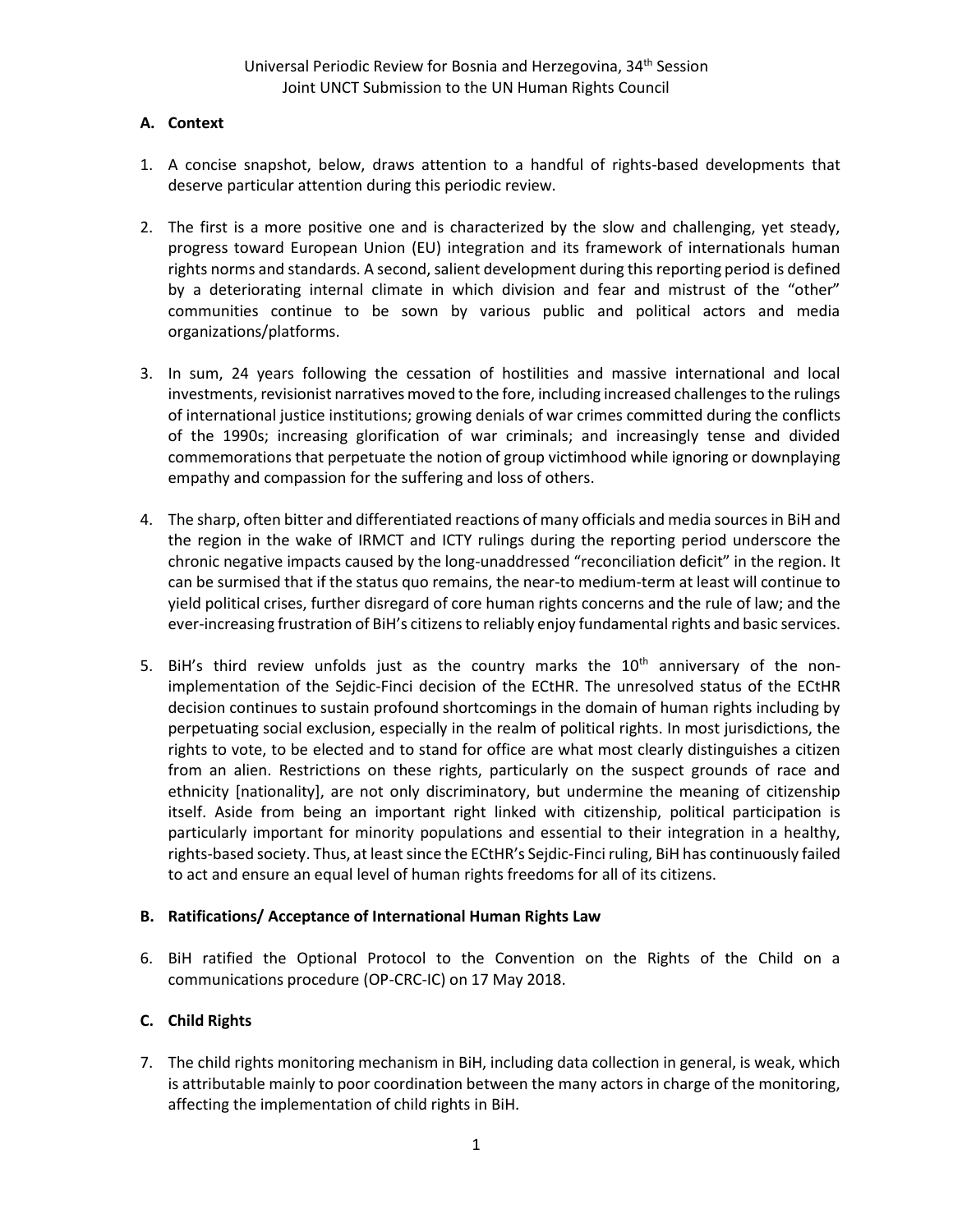Universal Periodic Review for Bosnia and Herzegovina, 34th Session
Joint UNCT Submission to the UN Human Rights Council

## A. Context

1. A concise snapshot, below, draws attention to a handful of rights-based developments that deserve particular attention during this periodic review.

2. The first is a more positive one and is characterized by the slow and challenging, yet steady, progress toward European Union (EU) integration and its framework of internationals human rights norms and standards. A second, salient development during this reporting period is defined by a deteriorating internal climate in which division and fear and mistrust of the "other" communities continue to be sown by various public and political actors and media organizations/platforms.

3. In sum, 24 years following the cessation of hostilities and massive international and local investments, revisionist narratives moved to the fore, including increased challenges to the rulings of international justice institutions; growing denials of war crimes committed during the conflicts of the 1990s; increasing glorification of war criminals; and increasingly tense and divided commemorations that perpetuate the notion of group victimhood while ignoring or downplaying empathy and compassion for the suffering and loss of others.

4. The sharp, often bitter and differentiated reactions of many officials and media sources in BiH and the region in the wake of IRMCT and ICTY rulings during the reporting period underscore the chronic negative impacts caused by the long-unaddressed "reconciliation deficit" in the region. It can be surmised that if the status quo remains, the near-to medium-term at least will continue to yield political crises, further disregard of core human rights concerns and the rule of law; and the ever-increasing frustration of BiH's citizens to reliably enjoy fundamental rights and basic services.

5. BiH's third review unfolds just as the country marks the 10th anniversary of the non-implementation of the Sejdic-Finci decision of the ECtHR. The unresolved status of the ECtHR decision continues to sustain profound shortcomings in the domain of human rights including by perpetuating social exclusion, especially in the realm of political rights. In most jurisdictions, the rights to vote, to be elected and to stand for office are what most clearly distinguishes a citizen from an alien. Restrictions on these rights, particularly on the suspect grounds of race and ethnicity [nationality], are not only discriminatory, but undermine the meaning of citizenship itself. Aside from being an important right linked with citizenship, political participation is particularly important for minority populations and essential to their integration in a healthy, rights-based society. Thus, at least since the ECtHR's Sejdic-Finci ruling, BiH has continuously failed to act and ensure an equal level of human rights freedoms for all of its citizens.

## B. Ratifications/ Acceptance of International Human Rights Law

6. BiH ratified the Optional Protocol to the Convention on the Rights of the Child on a communications procedure (OP-CRC-IC) on 17 May 2018.

## C. Child Rights

7. The child rights monitoring mechanism in BiH, including data collection in general, is weak, which is attributable mainly to poor coordination between the many actors in charge of the monitoring, affecting the implementation of child rights in BiH.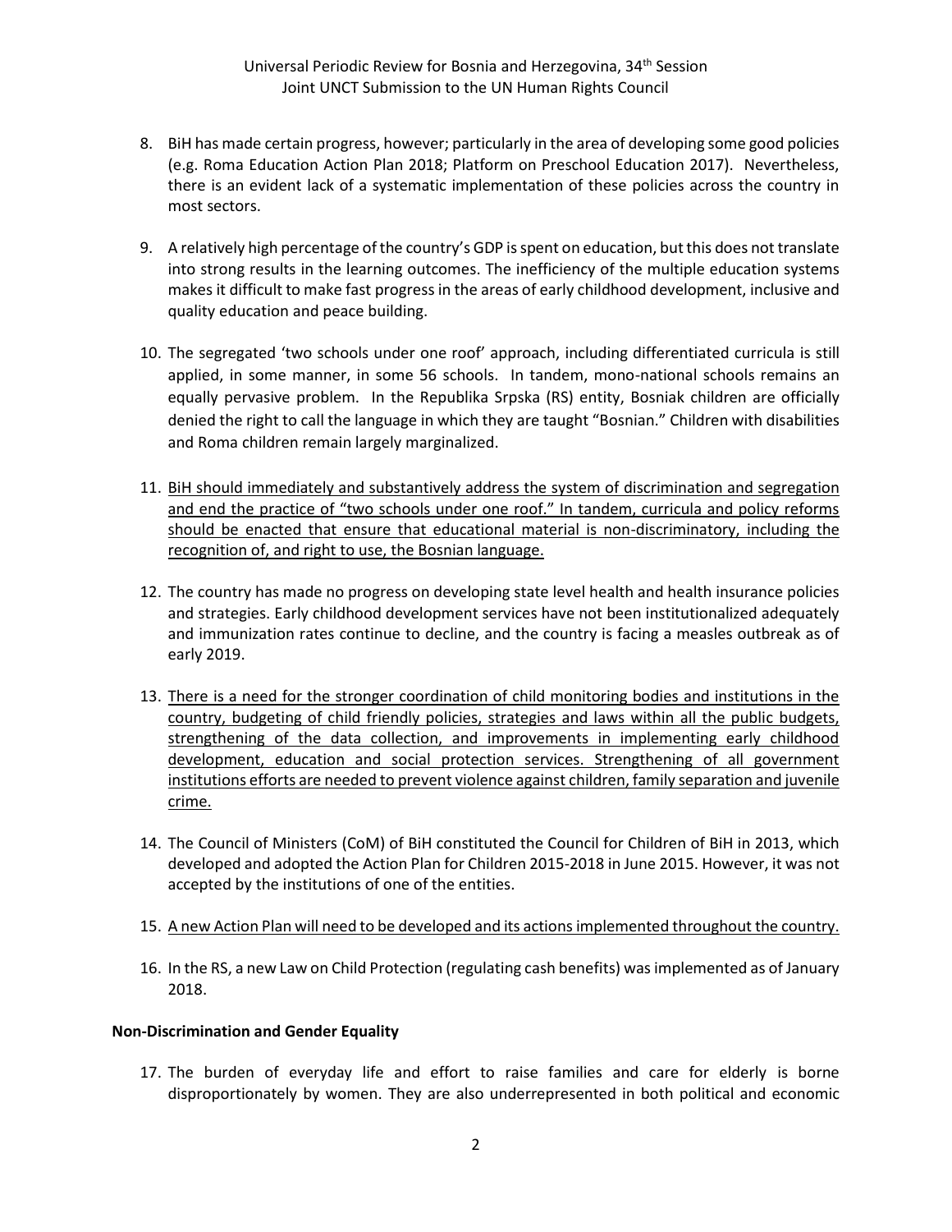8. BiH has made certain progress, however; particularly in the area of developing some good policies (e.g. Roma Education Action Plan 2018; Platform on Preschool Education 2017). Nevertheless, there is an evident lack of a systematic implementation of these policies across the country in most sectors.

9. A relatively high percentage of the country's GDP is spent on education, but this does not translate into strong results in the learning outcomes. The inefficiency of the multiple education systems makes it difficult to make fast progress in the areas of early childhood development, inclusive and quality education and peace building.

10. The segregated 'two schools under one roof' approach, including differentiated curricula is still applied, in some manner, in some 56 schools. In tandem, mono-national schools remains an equally pervasive problem. In the Republika Srpska (RS) entity, Bosniak children are officially denied the right to call the language in which they are taught "Bosnian." Children with disabilities and Roma children remain largely marginalized.

11. <u>BiH should immediately and substantively address the system of discrimination and segregation and end the practice of "two schools under one roof." In tandem, curricula and policy reforms should be enacted that ensure that educational material is non-discriminatory, including the recognition of, and right to use, the Bosnian language.</u>

12. The country has made no progress on developing state level health and health insurance policies and strategies. Early childhood development services have not been institutionalized adequately and immunization rates continue to decline, and the country is facing a measles outbreak as of early 2019.

13. <u>There is a need for the stronger coordination of child monitoring bodies and institutions in the country, budgeting of child friendly policies, strategies and laws within all the public budgets, strengthening of the data collection, and improvements in implementing early childhood development, education and social protection services. Strengthening of all government institutions efforts are needed to prevent violence against children, family separation and juvenile crime.</u>

14. The Council of Ministers (CoM) of BiH constituted the Council for Children of BiH in 2013, which developed and adopted the Action Plan for Children 2015-2018 in June 2015. However, it was not accepted by the institutions of one of the entities.

15. <u>A new Action Plan will need to be developed and its actions implemented throughout the country.</u>

16. In the RS, a new Law on Child Protection (regulating cash benefits) was implemented as of January 2018.

**Non-Discrimination and Gender Equality**

17. The burden of everyday life and effort to raise families and care for elderly is borne disproportionately by women. They are also underrepresented in both political and economic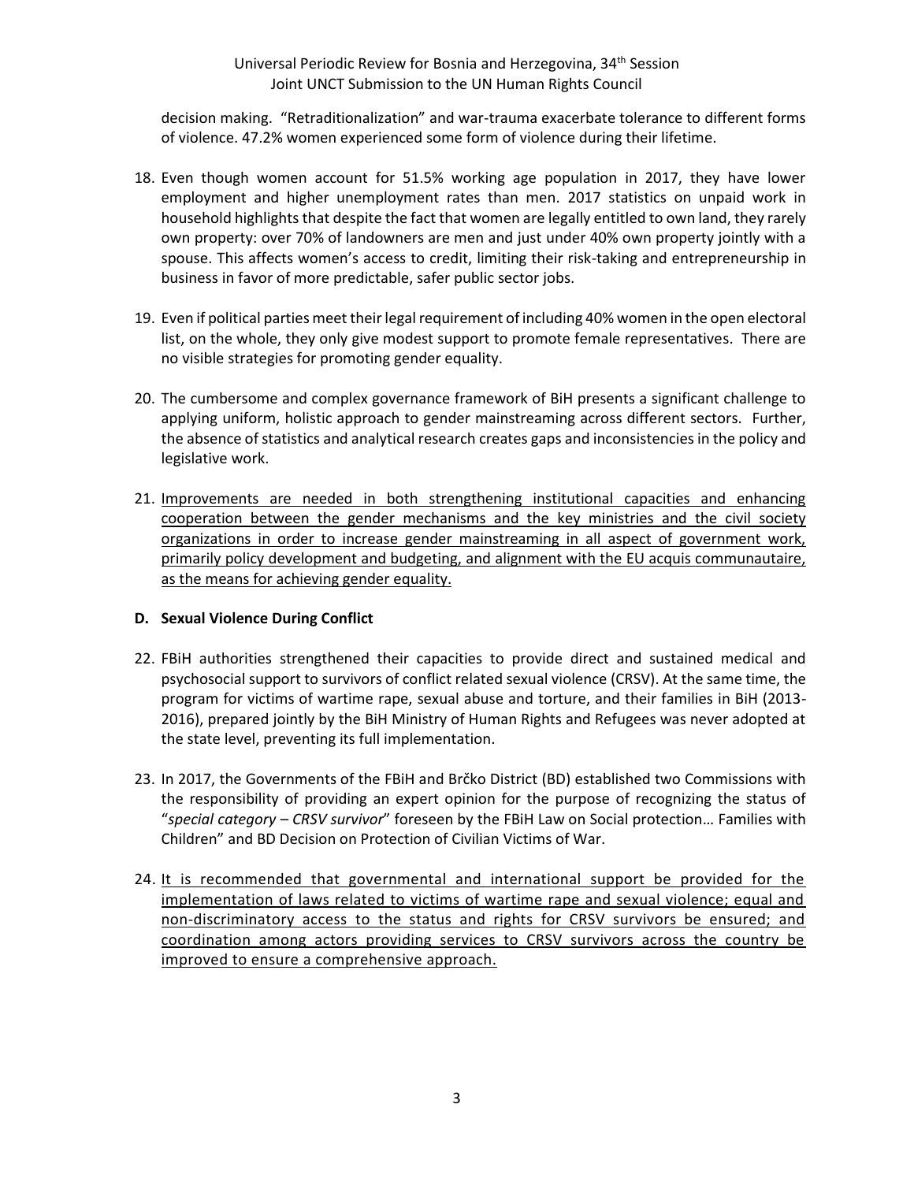decision making. "Retraditionalization" and war-trauma exacerbate tolerance to different forms of violence. 47.2% women experienced some form of violence during their lifetime.

18. Even though women account for 51.5% working age population in 2017, they have lower employment and higher unemployment rates than men. 2017 statistics on unpaid work in household highlights that despite the fact that women are legally entitled to own land, they rarely own property: over 70% of landowners are men and just under 40% own property jointly with a spouse. This affects women's access to credit, limiting their risk-taking and entrepreneurship in business in favor of more predictable, safer public sector jobs.

19. Even if political parties meet their legal requirement of including 40% women in the open electoral list, on the whole, they only give modest support to promote female representatives. There are no visible strategies for promoting gender equality.

20. The cumbersome and complex governance framework of BiH presents a significant challenge to applying uniform, holistic approach to gender mainstreaming across different sectors. Further, the absence of statistics and analytical research creates gaps and inconsistencies in the policy and legislative work.

21. <u>Improvements are needed in both strengthening institutional capacities and enhancing cooperation between the gender mechanisms and the key ministries and the civil society organizations in order to increase gender mainstreaming in all aspect of government work, primarily policy development and budgeting, and alignment with the EU acquis communautaire, as the means for achieving gender equality.</u>

### D. Sexual Violence During Conflict

22. FBiH authorities strengthened their capacities to provide direct and sustained medical and psychosocial support to survivors of conflict related sexual violence (CRSV). At the same time, the program for victims of wartime rape, sexual abuse and torture, and their families in BiH (2013-2016), prepared jointly by the BiH Ministry of Human Rights and Refugees was never adopted at the state level, preventing its full implementation.

23. In 2017, the Governments of the FBiH and Brčko District (BD) established two Commissions with the responsibility of providing an expert opinion for the purpose of recognizing the status of "*special category – CRSV survivor*" foreseen by the FBiH Law on Social protection… Families with Children" and BD Decision on Protection of Civilian Victims of War.

24. <u>It is recommended that governmental and international support be provided for the implementation of laws related to victims of wartime rape and sexual violence; equal and non-discriminatory access to the status and rights for CRSV survivors be ensured; and coordination among actors providing services to CRSV survivors across the country be improved to ensure a comprehensive approach.</u>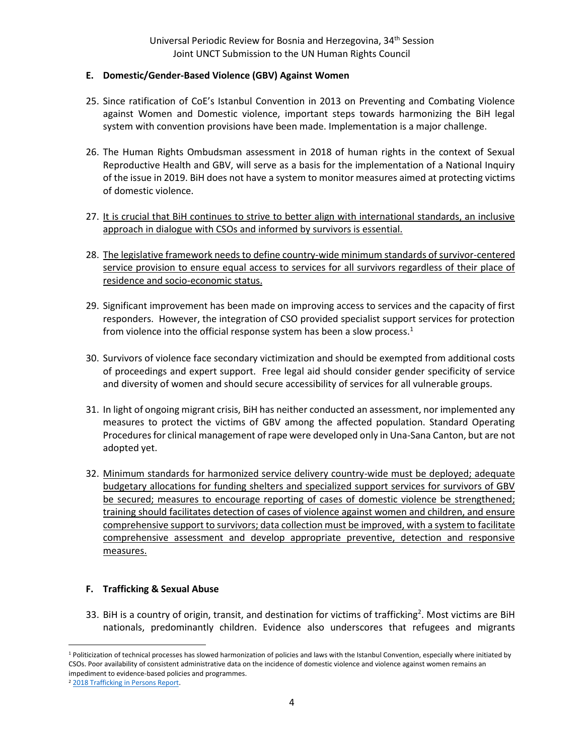### E. Domestic/Gender-Based Violence (GBV) Against Women

25. Since ratification of CoE's Istanbul Convention in 2013 on Preventing and Combating Violence against Women and Domestic violence, important steps towards harmonizing the BiH legal system with convention provisions have been made. Implementation is a major challenge.

26. The Human Rights Ombudsman assessment in 2018 of human rights in the context of Sexual Reproductive Health and GBV, will serve as a basis for the implementation of a National Inquiry of the issue in 2019. BiH does not have a system to monitor measures aimed at protecting victims of domestic violence.

27. <u>It is crucial that BiH continues to strive to better align with international standards, an inclusive approach in dialogue with CSOs and informed by survivors is essential.</u>

28. <u>The legislative framework needs to define country-wide minimum standards of survivor-centered service provision to ensure equal access to services for all survivors regardless of their place of residence and socio-economic status.</u>

29. Significant improvement has been made on improving access to services and the capacity of first responders. However, the integration of CSO provided specialist support services for protection from violence into the official response system has been a slow process.[1]

30. Survivors of violence face secondary victimization and should be exempted from additional costs of proceedings and expert support. Free legal aid should consider gender specificity of service and diversity of women and should secure accessibility of services for all vulnerable groups.

31. In light of ongoing migrant crisis, BiH has neither conducted an assessment, nor implemented any measures to protect the victims of GBV among the affected population. Standard Operating Procedures for clinical management of rape were developed only in Una-Sana Canton, but are not adopted yet.

32. <u>Minimum standards for harmonized service delivery country-wide must be deployed; adequate budgetary allocations for funding shelters and specialized support services for survivors of GBV be secured; measures to encourage reporting of cases of domestic violence be strengthened; training should facilitates detection of cases of violence against women and children, and ensure comprehensive support to survivors; data collection must be improved, with a system to facilitate comprehensive assessment and develop appropriate preventive, detection and responsive measures.</u>

### F. Trafficking & Sexual Abuse

33. BiH is a country of origin, transit, and destination for victims of trafficking[2]. Most victims are BiH nationals, predominantly children. Evidence also underscores that refugees and migrants

---

[1] Politicization of technical processes has slowed harmonization of policies and laws with the Istanbul Convention, especially where initiated by CSOs. Poor availability of consistent administrative data on the incidence of domestic violence and violence against women remains an impediment to evidence-based policies and programmes.

[2] 2018 Trafficking in Persons Report.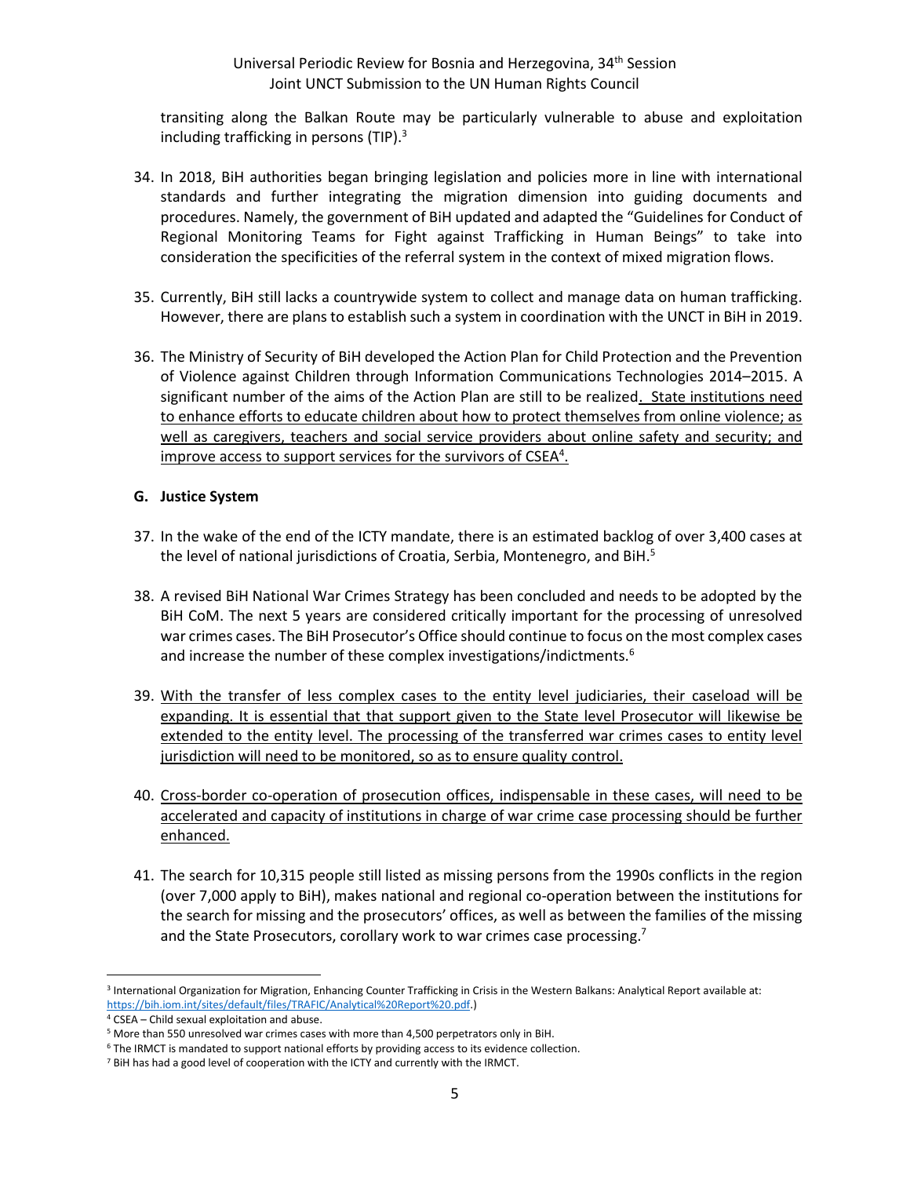transiting along the Balkan Route may be particularly vulnerable to abuse and exploitation including trafficking in persons (TIP).[3]

34. In 2018, BiH authorities began bringing legislation and policies more in line with international standards and further integrating the migration dimension into guiding documents and procedures. Namely, the government of BiH updated and adapted the "Guidelines for Conduct of Regional Monitoring Teams for Fight against Trafficking in Human Beings" to take into consideration the specificities of the referral system in the context of mixed migration flows.

35. Currently, BiH still lacks a countrywide system to collect and manage data on human trafficking. However, there are plans to establish such a system in coordination with the UNCT in BiH in 2019.

36. The Ministry of Security of BiH developed the Action Plan for Child Protection and the Prevention of Violence against Children through Information Communications Technologies 2014–2015. A significant number of the aims of the Action Plan are still to be realized. <u>State institutions need to enhance efforts to educate children about how to protect themselves from online violence; as well as caregivers, teachers and social service providers about online safety and security; and improve access to support services for the survivors of CSEA[4].</u>

### G. Justice System

37. In the wake of the end of the ICTY mandate, there is an estimated backlog of over 3,400 cases at the level of national jurisdictions of Croatia, Serbia, Montenegro, and BiH.[5]

38. A revised BiH National War Crimes Strategy has been concluded and needs to be adopted by the BiH CoM. The next 5 years are considered critically important for the processing of unresolved war crimes cases. The BiH Prosecutor's Office should continue to focus on the most complex cases and increase the number of these complex investigations/indictments.[6]

39. <u>With the transfer of less complex cases to the entity level judiciaries, their caseload will be expanding. It is essential that that support given to the State level Prosecutor will likewise be extended to the entity level. The processing of the transferred war crimes cases to entity level jurisdiction will need to be monitored, so as to ensure quality control.</u>

40. <u>Cross-border co-operation of prosecution offices, indispensable in these cases, will need to be accelerated and capacity of institutions in charge of war crime case processing should be further enhanced.</u>

41. The search for 10,315 people still listed as missing persons from the 1990s conflicts in the region (over 7,000 apply to BiH), makes national and regional co-operation between the institutions for the search for missing and the prosecutors' offices, as well as between the families of the missing and the State Prosecutors, corollary work to war crimes case processing.[7]

---

[3] International Organization for Migration, Enhancing Counter Trafficking in Crisis in the Western Balkans: Analytical Report available at: https://bih.iom.int/sites/default/files/TRAFIC/Analytical%20Report%20.pdf.)

[4] CSEA – Child sexual exploitation and abuse.

[5] More than 550 unresolved war crimes cases with more than 4,500 perpetrators only in BiH.

[6] The IRMCT is mandated to support national efforts by providing access to its evidence collection.

[7] BiH has had a good level of cooperation with the ICTY and currently with the IRMCT.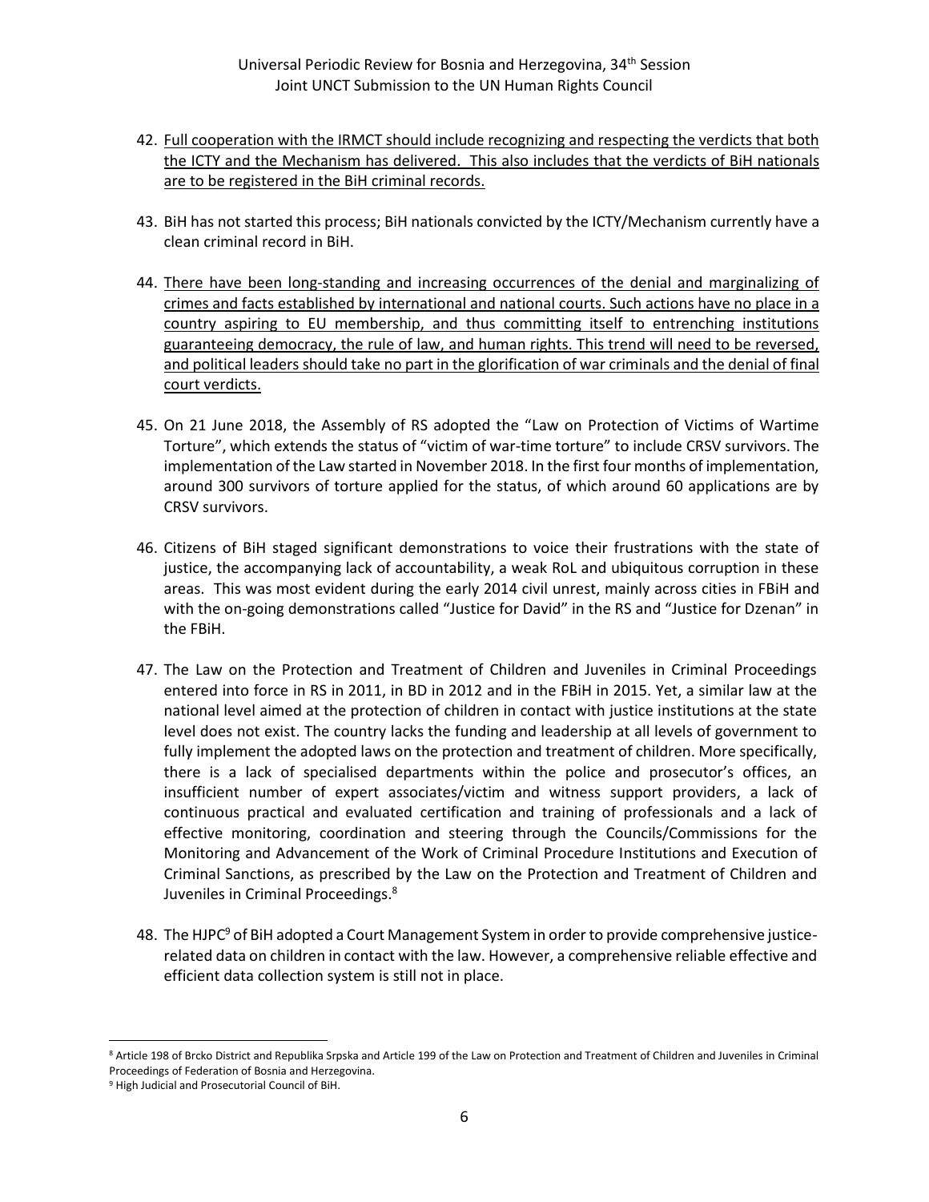42. <u>Full cooperation with the IRMCT should include recognizing and respecting the verdicts that both the ICTY and the Mechanism has delivered. This also includes that the verdicts of BiH nationals are to be registered in the BiH criminal records.</u>

43. BiH has not started this process; BiH nationals convicted by the ICTY/Mechanism currently have a clean criminal record in BiH.

44. <u>There have been long-standing and increasing occurrences of the denial and marginalizing of crimes and facts established by international and national courts. Such actions have no place in a country aspiring to EU membership, and thus committing itself to entrenching institutions guaranteeing democracy, the rule of law, and human rights. This trend will need to be reversed, and political leaders should take no part in the glorification of war criminals and the denial of final court verdicts.</u>

45. On 21 June 2018, the Assembly of RS adopted the "Law on Protection of Victims of Wartime Torture", which extends the status of "victim of war-time torture" to include CRSV survivors. The implementation of the Law started in November 2018. In the first four months of implementation, around 300 survivors of torture applied for the status, of which around 60 applications are by CRSV survivors.

46. Citizens of BiH staged significant demonstrations to voice their frustrations with the state of justice, the accompanying lack of accountability, a weak RoL and ubiquitous corruption in these areas. This was most evident during the early 2014 civil unrest, mainly across cities in FBiH and with the on-going demonstrations called "Justice for David" in the RS and "Justice for Dzenan" in the FBiH.

47. The Law on the Protection and Treatment of Children and Juveniles in Criminal Proceedings entered into force in RS in 2011, in BD in 2012 and in the FBiH in 2015. Yet, a similar law at the national level aimed at the protection of children in contact with justice institutions at the state level does not exist. The country lacks the funding and leadership at all levels of government to fully implement the adopted laws on the protection and treatment of children. More specifically, there is a lack of specialised departments within the police and prosecutor's offices, an insufficient number of expert associates/victim and witness support providers, a lack of continuous practical and evaluated certification and training of professionals and a lack of effective monitoring, coordination and steering through the Councils/Commissions for the Monitoring and Advancement of the Work of Criminal Procedure Institutions and Execution of Criminal Sanctions, as prescribed by the Law on the Protection and Treatment of Children and Juveniles in Criminal Proceedings.[8]

48. The HJPC[9] of BiH adopted a Court Management System in order to provide comprehensive justice-related data on children in contact with the law. However, a comprehensive reliable effective and efficient data collection system is still not in place.

---

[8] Article 198 of Brcko District and Republika Srpska and Article 199 of the Law on Protection and Treatment of Children and Juveniles in Criminal Proceedings of Federation of Bosnia and Herzegovina.

[9] High Judicial and Prosecutorial Council of BiH.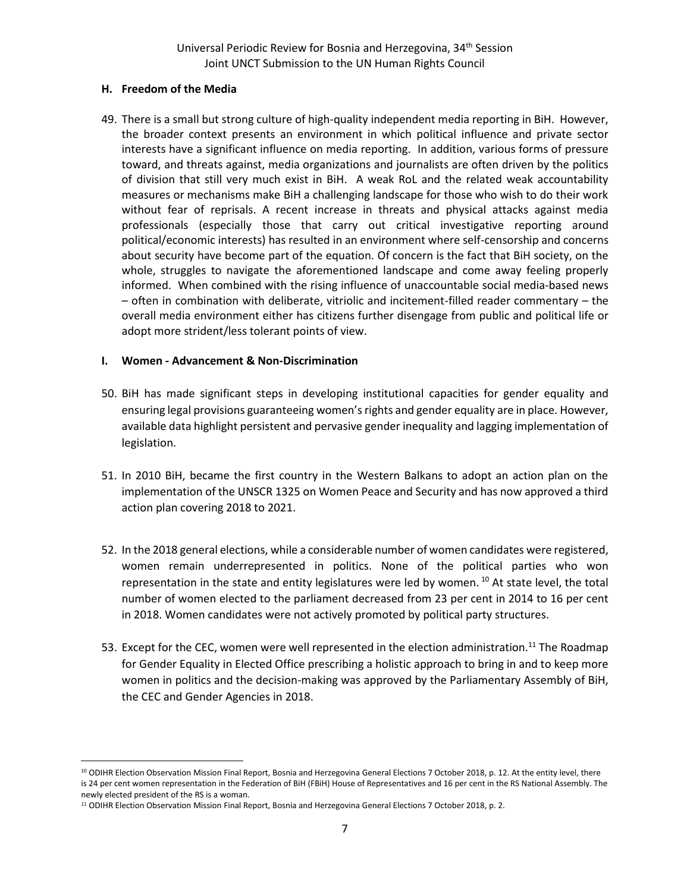### H. Freedom of the Media

49. There is a small but strong culture of high-quality independent media reporting in BiH. However, the broader context presents an environment in which political influence and private sector interests have a significant influence on media reporting. In addition, various forms of pressure toward, and threats against, media organizations and journalists are often driven by the politics of division that still very much exist in BiH. A weak RoL and the related weak accountability measures or mechanisms make BiH a challenging landscape for those who wish to do their work without fear of reprisals. A recent increase in threats and physical attacks against media professionals (especially those that carry out critical investigative reporting around political/economic interests) has resulted in an environment where self-censorship and concerns about security have become part of the equation. Of concern is the fact that BiH society, on the whole, struggles to navigate the aforementioned landscape and come away feeling properly informed. When combined with the rising influence of unaccountable social media-based news – often in combination with deliberate, vitriolic and incitement-filled reader commentary – the overall media environment either has citizens further disengage from public and political life or adopt more strident/less tolerant points of view.

### I. Women - Advancement & Non-Discrimination

50. BiH has made significant steps in developing institutional capacities for gender equality and ensuring legal provisions guaranteeing women's rights and gender equality are in place. However, available data highlight persistent and pervasive gender inequality and lagging implementation of legislation.

51. In 2010 BiH, became the first country in the Western Balkans to adopt an action plan on the implementation of the UNSCR 1325 on Women Peace and Security and has now approved a third action plan covering 2018 to 2021.

52. In the 2018 general elections, while a considerable number of women candidates were registered, women remain underrepresented in politics. None of the political parties who won representation in the state and entity legislatures were led by women. [10] At state level, the total number of women elected to the parliament decreased from 23 per cent in 2014 to 16 per cent in 2018. Women candidates were not actively promoted by political party structures.

53. Except for the CEC, women were well represented in the election administration.[11] The Roadmap for Gender Equality in Elected Office prescribing a holistic approach to bring in and to keep more women in politics and the decision-making was approved by the Parliamentary Assembly of BiH, the CEC and Gender Agencies in 2018.

---

[10] ODIHR Election Observation Mission Final Report, Bosnia and Herzegovina General Elections 7 October 2018, p. 12. At the entity level, there is 24 per cent women representation in the Federation of BiH (FBiH) House of Representatives and 16 per cent in the RS National Assembly. The newly elected president of the RS is a woman.

[11] ODIHR Election Observation Mission Final Report, Bosnia and Herzegovina General Elections 7 October 2018, p. 2.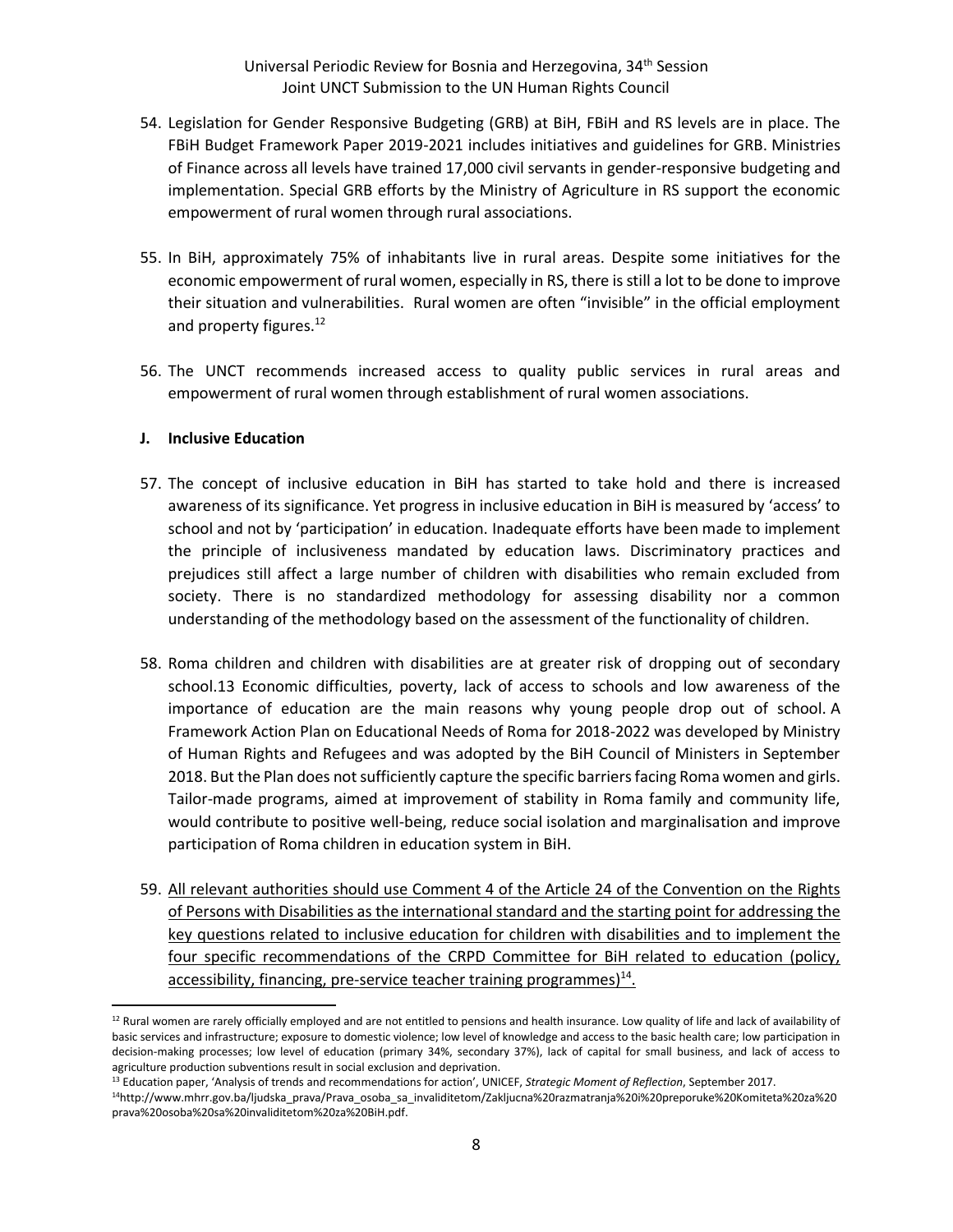54. Legislation for Gender Responsive Budgeting (GRB) at BiH, FBiH and RS levels are in place. The FBiH Budget Framework Paper 2019-2021 includes initiatives and guidelines for GRB. Ministries of Finance across all levels have trained 17,000 civil servants in gender-responsive budgeting and implementation. Special GRB efforts by the Ministry of Agriculture in RS support the economic empowerment of rural women through rural associations.

55. In BiH, approximately 75% of inhabitants live in rural areas. Despite some initiatives for the economic empowerment of rural women, especially in RS, there is still a lot to be done to improve their situation and vulnerabilities. Rural women are often "invisible" in the official employment and property figures.[12]

56. The UNCT recommends increased access to quality public services in rural areas and empowerment of rural women through establishment of rural women associations.

### J. Inclusive Education

57. The concept of inclusive education in BiH has started to take hold and there is increased awareness of its significance. Yet progress in inclusive education in BiH is measured by 'access' to school and not by 'participation' in education. Inadequate efforts have been made to implement the principle of inclusiveness mandated by education laws. Discriminatory practices and prejudices still affect a large number of children with disabilities who remain excluded from society. There is no standardized methodology for assessing disability nor a common understanding of the methodology based on the assessment of the functionality of children.

58. Roma children and children with disabilities are at greater risk of dropping out of secondary school.13 Economic difficulties, poverty, lack of access to schools and low awareness of the importance of education are the main reasons why young people drop out of school. A Framework Action Plan on Educational Needs of Roma for 2018-2022 was developed by Ministry of Human Rights and Refugees and was adopted by the BiH Council of Ministers in September 2018. But the Plan does not sufficiently capture the specific barriers facing Roma women and girls. Tailor-made programs, aimed at improvement of stability in Roma family and community life, would contribute to positive well-being, reduce social isolation and marginalisation and improve participation of Roma children in education system in BiH.

59. <u>All relevant authorities should use Comment 4 of the Article 24 of the Convention on the Rights of Persons with Disabilities as the international standard and the starting point for addressing the key questions related to inclusive education for children with disabilities and to implement the four specific recommendations of the CRPD Committee for BiH related to education (policy, accessibility, financing, pre-service teacher training programmes)[14].</u>

---

[12] Rural women are rarely officially employed and are not entitled to pensions and health insurance. Low quality of life and lack of availability of basic services and infrastructure; exposure to domestic violence; low level of knowledge and access to the basic health care; low participation in decision-making processes; low level of education (primary 34%, secondary 37%), lack of capital for small business, and lack of access to agriculture production subventions result in social exclusion and deprivation.

[13] Education paper, 'Analysis of trends and recommendations for action', UNICEF, *Strategic Moment of Reflection*, September 2017.

[14] http://www.mhrr.gov.ba/ljudska_prava/Prava_osoba_sa_invaliditetom/Zakljucna%20razmatranja%20i%20preporuke%20Komiteta%20za%20prava%20osoba%20sa%20invaliditetom%20za%20BiH.pdf.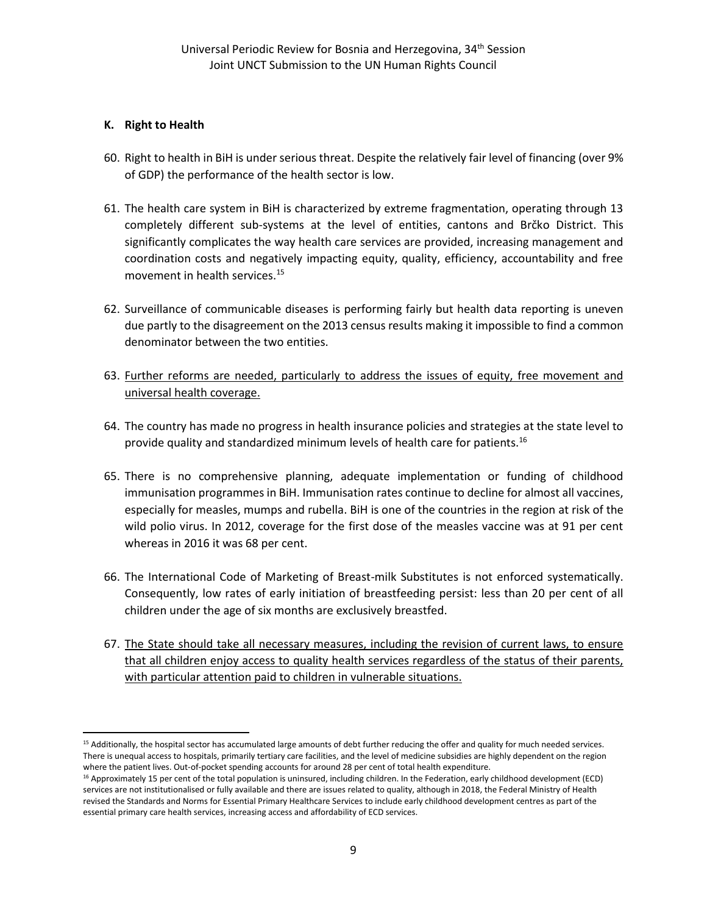### K. Right to Health

60. Right to health in BiH is under serious threat. Despite the relatively fair level of financing (over 9% of GDP) the performance of the health sector is low.

61. The health care system in BiH is characterized by extreme fragmentation, operating through 13 completely different sub-systems at the level of entities, cantons and Brčko District. This significantly complicates the way health care services are provided, increasing management and coordination costs and negatively impacting equity, quality, efficiency, accountability and free movement in health services.[15]

62. Surveillance of communicable diseases is performing fairly but health data reporting is uneven due partly to the disagreement on the 2013 census results making it impossible to find a common denominator between the two entities.

63. <u>Further reforms are needed, particularly to address the issues of equity, free movement and universal health coverage.</u>

64. The country has made no progress in health insurance policies and strategies at the state level to provide quality and standardized minimum levels of health care for patients.[16]

65. There is no comprehensive planning, adequate implementation or funding of childhood immunisation programmes in BiH. Immunisation rates continue to decline for almost all vaccines, especially for measles, mumps and rubella. BiH is one of the countries in the region at risk of the wild polio virus. In 2012, coverage for the first dose of the measles vaccine was at 91 per cent whereas in 2016 it was 68 per cent.

66. The International Code of Marketing of Breast-milk Substitutes is not enforced systematically. Consequently, low rates of early initiation of breastfeeding persist: less than 20 per cent of all children under the age of six months are exclusively breastfed.

67. <u>The State should take all necessary measures, including the revision of current laws, to ensure that all children enjoy access to quality health services regardless of the status of their parents, with particular attention paid to children in vulnerable situations.</u>

---

[15] Additionally, the hospital sector has accumulated large amounts of debt further reducing the offer and quality for much needed services. There is unequal access to hospitals, primarily tertiary care facilities, and the level of medicine subsidies are highly dependent on the region where the patient lives. Out-of-pocket spending accounts for around 28 per cent of total health expenditure.

[16] Approximately 15 per cent of the total population is uninsured, including children. In the Federation, early childhood development (ECD) services are not institutionalised or fully available and there are issues related to quality, although in 2018, the Federal Ministry of Health revised the Standards and Norms for Essential Primary Healthcare Services to include early childhood development centres as part of the essential primary care health services, increasing access and affordability of ECD services.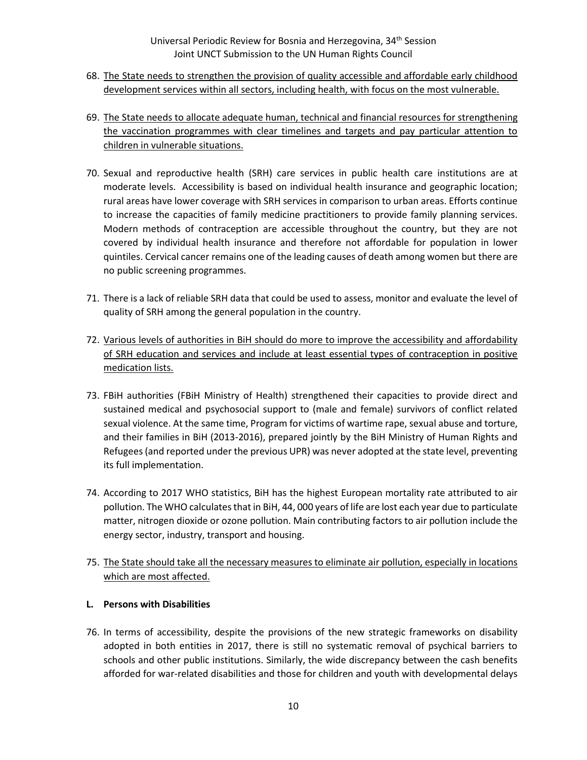68. <u>The State needs to strengthen the provision of quality accessible and affordable early childhood development services within all sectors, including health, with focus on the most vulnerable.</u>

69. <u>The State needs to allocate adequate human, technical and financial resources for strengthening the vaccination programmes with clear timelines and targets and pay particular attention to children in vulnerable situations.</u>

70. Sexual and reproductive health (SRH) care services in public health care institutions are at moderate levels. Accessibility is based on individual health insurance and geographic location; rural areas have lower coverage with SRH services in comparison to urban areas. Efforts continue to increase the capacities of family medicine practitioners to provide family planning services. Modern methods of contraception are accessible throughout the country, but they are not covered by individual health insurance and therefore not affordable for population in lower quintiles. Cervical cancer remains one of the leading causes of death among women but there are no public screening programmes.

71. There is a lack of reliable SRH data that could be used to assess, monitor and evaluate the level of quality of SRH among the general population in the country.

72. <u>Various levels of authorities in BiH should do more to improve the accessibility and affordability of SRH education and services and include at least essential types of contraception in positive medication lists.</u>

73. FBiH authorities (FBiH Ministry of Health) strengthened their capacities to provide direct and sustained medical and psychosocial support to (male and female) survivors of conflict related sexual violence. At the same time, Program for victims of wartime rape, sexual abuse and torture, and their families in BiH (2013-2016), prepared jointly by the BiH Ministry of Human Rights and Refugees (and reported under the previous UPR) was never adopted at the state level, preventing its full implementation.

74. According to 2017 WHO statistics, BiH has the highest European mortality rate attributed to air pollution. The WHO calculates that in BiH, 44, 000 years of life are lost each year due to particulate matter, nitrogen dioxide or ozone pollution. Main contributing factors to air pollution include the energy sector, industry, transport and housing.

75. <u>The State should take all the necessary measures to eliminate air pollution, especially in locations which are most affected.</u>

### L. Persons with Disabilities

76. In terms of accessibility, despite the provisions of the new strategic frameworks on disability adopted in both entities in 2017, there is still no systematic removal of psychical barriers to schools and other public institutions. Similarly, the wide discrepancy between the cash benefits afforded for war-related disabilities and those for children and youth with developmental delays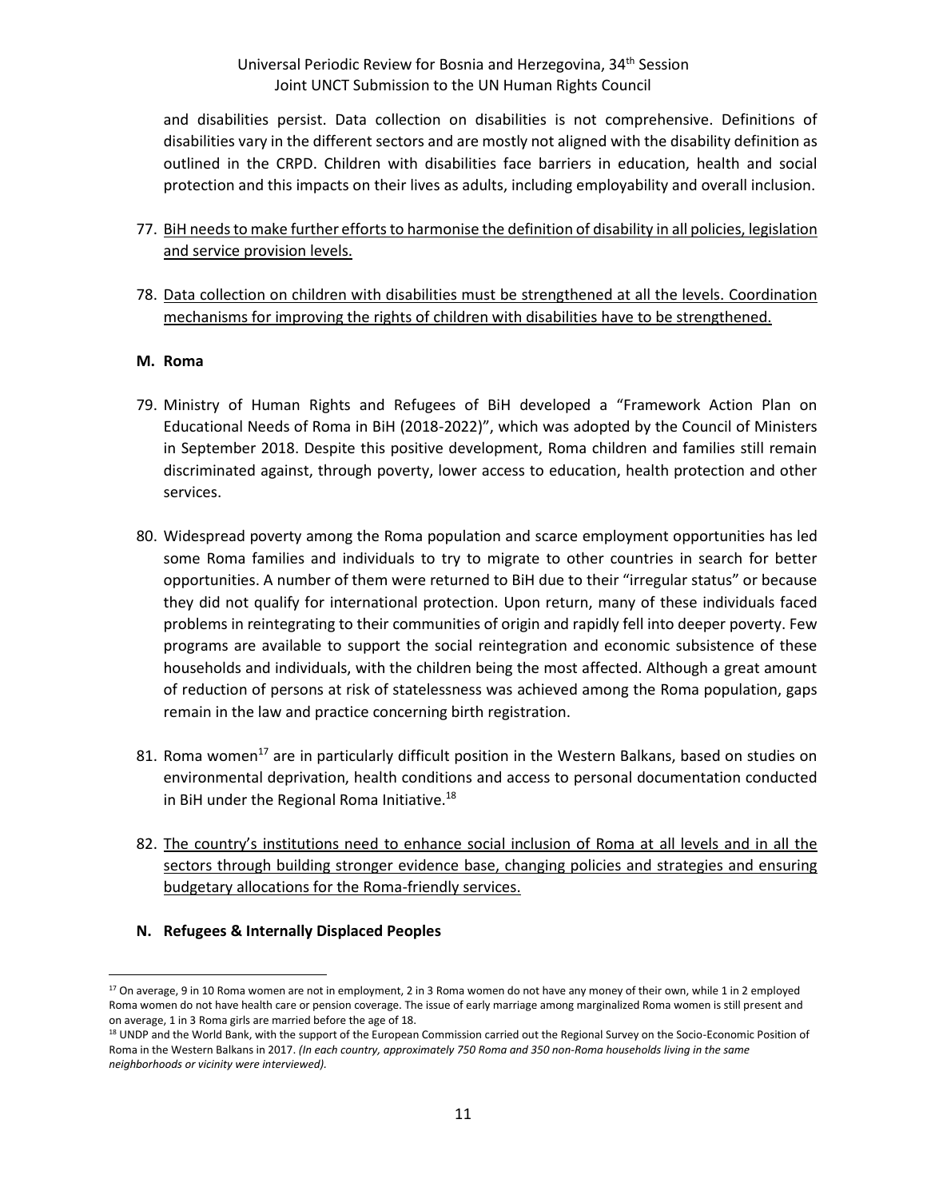and disabilities persist. Data collection on disabilities is not comprehensive. Definitions of disabilities vary in the different sectors and are mostly not aligned with the disability definition as outlined in the CRPD. Children with disabilities face barriers in education, health and social protection and this impacts on their lives as adults, including employability and overall inclusion.

77. <u>BiH needs to make further efforts to harmonise the definition of disability in all policies, legislation and service provision levels.</u>

78. <u>Data collection on children with disabilities must be strengthened at all the levels. Coordination mechanisms for improving the rights of children with disabilities have to be strengthened.</u>

### M. Roma

79. Ministry of Human Rights and Refugees of BiH developed a "Framework Action Plan on Educational Needs of Roma in BiH (2018-2022)", which was adopted by the Council of Ministers in September 2018. Despite this positive development, Roma children and families still remain discriminated against, through poverty, lower access to education, health protection and other services.

80. Widespread poverty among the Roma population and scarce employment opportunities has led some Roma families and individuals to try to migrate to other countries in search for better opportunities. A number of them were returned to BiH due to their "irregular status" or because they did not qualify for international protection. Upon return, many of these individuals faced problems in reintegrating to their communities of origin and rapidly fell into deeper poverty. Few programs are available to support the social reintegration and economic subsistence of these households and individuals, with the children being the most affected. Although a great amount of reduction of persons at risk of statelessness was achieved among the Roma population, gaps remain in the law and practice concerning birth registration.

81. Roma women[17] are in particularly difficult position in the Western Balkans, based on studies on environmental deprivation, health conditions and access to personal documentation conducted in BiH under the Regional Roma Initiative.[18]

82. <u>The country's institutions need to enhance social inclusion of Roma at all levels and in all the sectors through building stronger evidence base, changing policies and strategies and ensuring budgetary allocations for the Roma-friendly services.</u>

### N. Refugees & Internally Displaced Peoples

---

[17] On average, 9 in 10 Roma women are not in employment, 2 in 3 Roma women do not have any money of their own, while 1 in 2 employed Roma women do not have health care or pension coverage. The issue of early marriage among marginalized Roma women is still present and on average, 1 in 3 Roma girls are married before the age of 18.

[18] UNDP and the World Bank, with the support of the European Commission carried out the Regional Survey on the Socio-Economic Position of Roma in the Western Balkans in 2017. *(In each country, approximately 750 Roma and 350 non-Roma households living in the same neighborhoods or vicinity were interviewed).*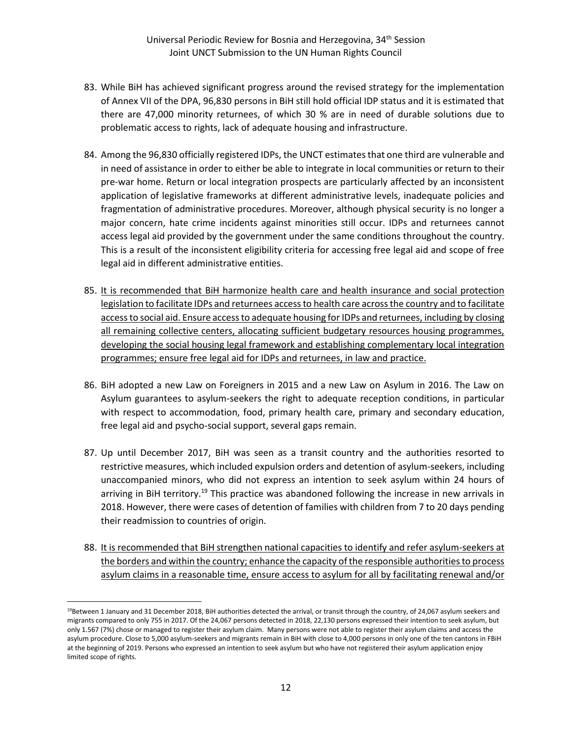83. While BiH has achieved significant progress around the revised strategy for the implementation of Annex VII of the DPA, 96,830 persons in BiH still hold official IDP status and it is estimated that there are 47,000 minority returnees, of which 30 % are in need of durable solutions due to problematic access to rights, lack of adequate housing and infrastructure.

84. Among the 96,830 officially registered IDPs, the UNCT estimates that one third are vulnerable and in need of assistance in order to either be able to integrate in local communities or return to their pre-war home. Return or local integration prospects are particularly affected by an inconsistent application of legislative frameworks at different administrative levels, inadequate policies and fragmentation of administrative procedures. Moreover, although physical security is no longer a major concern, hate crime incidents against minorities still occur. IDPs and returnees cannot access legal aid provided by the government under the same conditions throughout the country. This is a result of the inconsistent eligibility criteria for accessing free legal aid and scope of free legal aid in different administrative entities.

85. <u>It is recommended that BiH harmonize health care and health insurance and social protection legislation to facilitate IDPs and returnees access to health care across the country and to facilitate access to social aid. Ensure access to adequate housing for IDPs and returnees, including by closing all remaining collective centers, allocating sufficient budgetary resources housing programmes, developing the social housing legal framework and establishing complementary local integration programmes; ensure free legal aid for IDPs and returnees, in law and practice.</u>

86. BiH adopted a new Law on Foreigners in 2015 and a new Law on Asylum in 2016. The Law on Asylum guarantees to asylum-seekers the right to adequate reception conditions, in particular with respect to accommodation, food, primary health care, primary and secondary education, free legal aid and psycho-social support, several gaps remain.

87. Up until December 2017, BiH was seen as a transit country and the authorities resorted to restrictive measures, which included expulsion orders and detention of asylum-seekers, including unaccompanied minors, who did not express an intention to seek asylum within 24 hours of arriving in BiH territory.[19] This practice was abandoned following the increase in new arrivals in 2018. However, there were cases of detention of families with children from 7 to 20 days pending their readmission to countries of origin.

88. <u>It is recommended that BiH strengthen national capacities to identify and refer asylum-seekers at the borders and within the country; enhance the capacity of the responsible authorities to process asylum claims in a reasonable time, ensure access to asylum for all by facilitating renewal and/or</u>

---

[19] Between 1 January and 31 December 2018, BiH authorities detected the arrival, or transit through the country, of 24,067 asylum seekers and migrants compared to only 755 in 2017. Of the 24,067 persons detected in 2018, 22,130 persons expressed their intention to seek asylum, but only 1.567 (7%) chose or managed to register their asylum claim. Many persons were not able to register their asylum claims and access the asylum procedure. Close to 5,000 asylum-seekers and migrants remain in BiH with close to 4,000 persons in only one of the ten cantons in FBiH at the beginning of 2019. Persons who expressed an intention to seek asylum but who have not registered their asylum application enjoy limited scope of rights.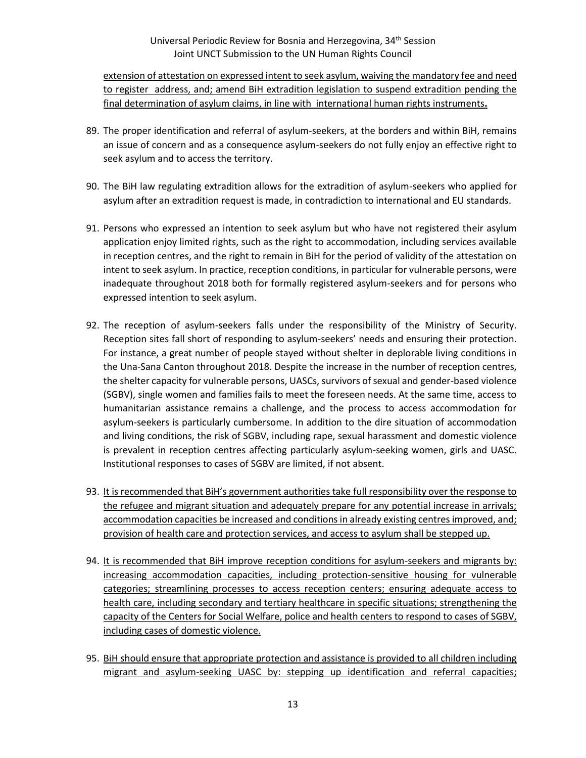extension of attestation on expressed intent to seek asylum, waiving the mandatory fee and need to register address, and; amend BiH extradition legislation to suspend extradition pending the final determination of asylum claims, in line with international human rights instruments.

89. The proper identification and referral of asylum-seekers, at the borders and within BiH, remains an issue of concern and as a consequence asylum-seekers do not fully enjoy an effective right to seek asylum and to access the territory.

90. The BiH law regulating extradition allows for the extradition of asylum-seekers who applied for asylum after an extradition request is made, in contradiction to international and EU standards.

91. Persons who expressed an intention to seek asylum but who have not registered their asylum application enjoy limited rights, such as the right to accommodation, including services available in reception centres, and the right to remain in BiH for the period of validity of the attestation on intent to seek asylum. In practice, reception conditions, in particular for vulnerable persons, were inadequate throughout 2018 both for formally registered asylum-seekers and for persons who expressed intention to seek asylum.

92. The reception of asylum-seekers falls under the responsibility of the Ministry of Security. Reception sites fall short of responding to asylum-seekers' needs and ensuring their protection. For instance, a great number of people stayed without shelter in deplorable living conditions in the Una-Sana Canton throughout 2018. Despite the increase in the number of reception centres, the shelter capacity for vulnerable persons, UASCs, survivors of sexual and gender-based violence (SGBV), single women and families fails to meet the foreseen needs. At the same time, access to humanitarian assistance remains a challenge, and the process to access accommodation for asylum-seekers is particularly cumbersome. In addition to the dire situation of accommodation and living conditions, the risk of SGBV, including rape, sexual harassment and domestic violence is prevalent in reception centres affecting particularly asylum-seeking women, girls and UASC. Institutional responses to cases of SGBV are limited, if not absent.

93. It is recommended that BiH's government authorities take full responsibility over the response to the refugee and migrant situation and adequately prepare for any potential increase in arrivals; accommodation capacities be increased and conditions in already existing centres improved, and; provision of health care and protection services, and access to asylum shall be stepped up.

94. It is recommended that BiH improve reception conditions for asylum-seekers and migrants by: increasing accommodation capacities, including protection-sensitive housing for vulnerable categories; streamlining processes to access reception centers; ensuring adequate access to health care, including secondary and tertiary healthcare in specific situations; strengthening the capacity of the Centers for Social Welfare, police and health centers to respond to cases of SGBV, including cases of domestic violence.

95. BiH should ensure that appropriate protection and assistance is provided to all children including migrant and asylum-seeking UASC by: stepping up identification and referral capacities;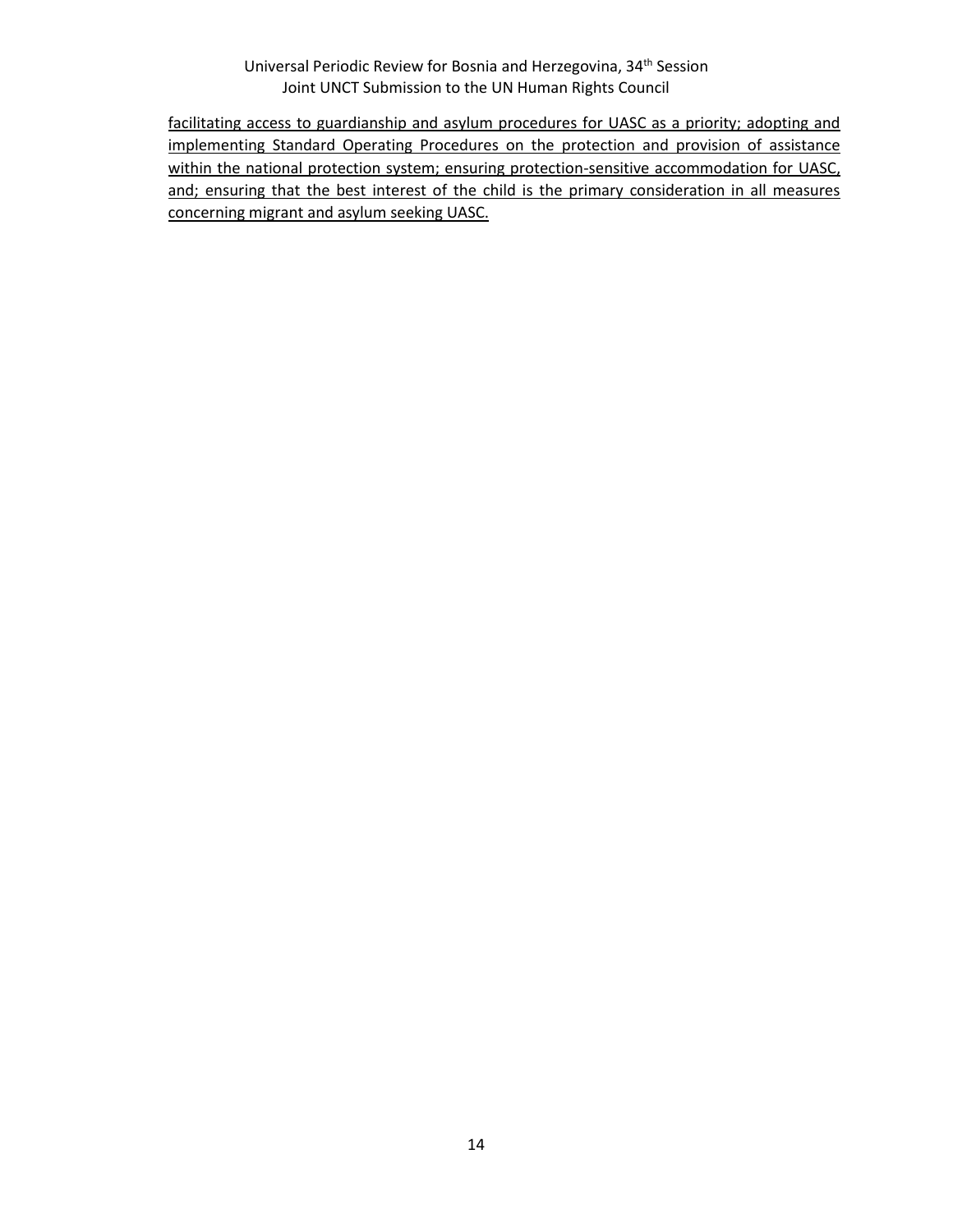facilitating access to guardianship and asylum procedures for UASC as a priority; adopting and implementing Standard Operating Procedures on the protection and provision of assistance within the national protection system; ensuring protection-sensitive accommodation for UASC, and; ensuring that the best interest of the child is the primary consideration in all measures concerning migrant and asylum seeking UASC.